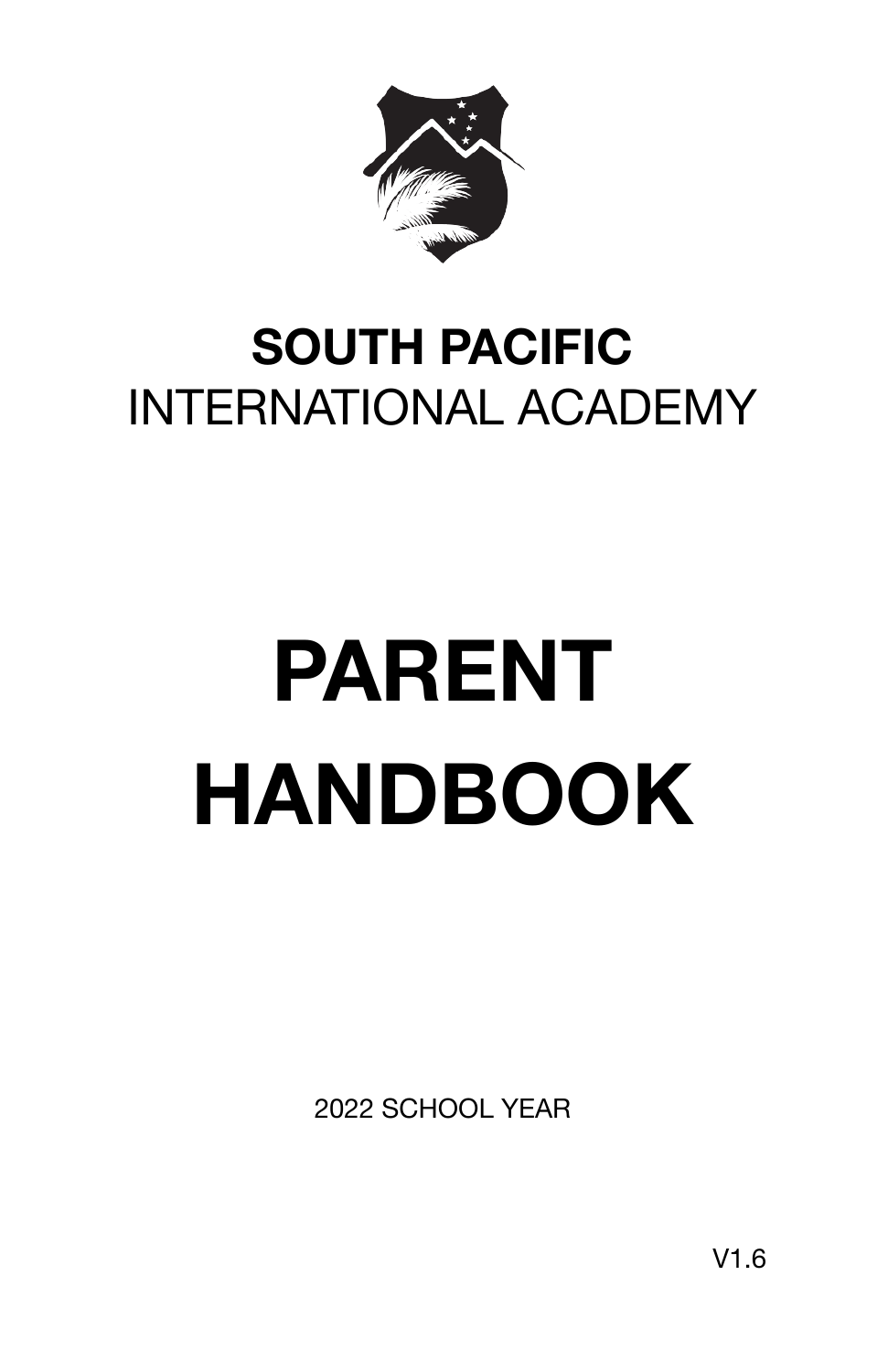# SOUTH PACIFIC
INTERNATIONAL ACADEMY

# PARENT HANDBOOK

2022 SCHOOL YEAR

V1.6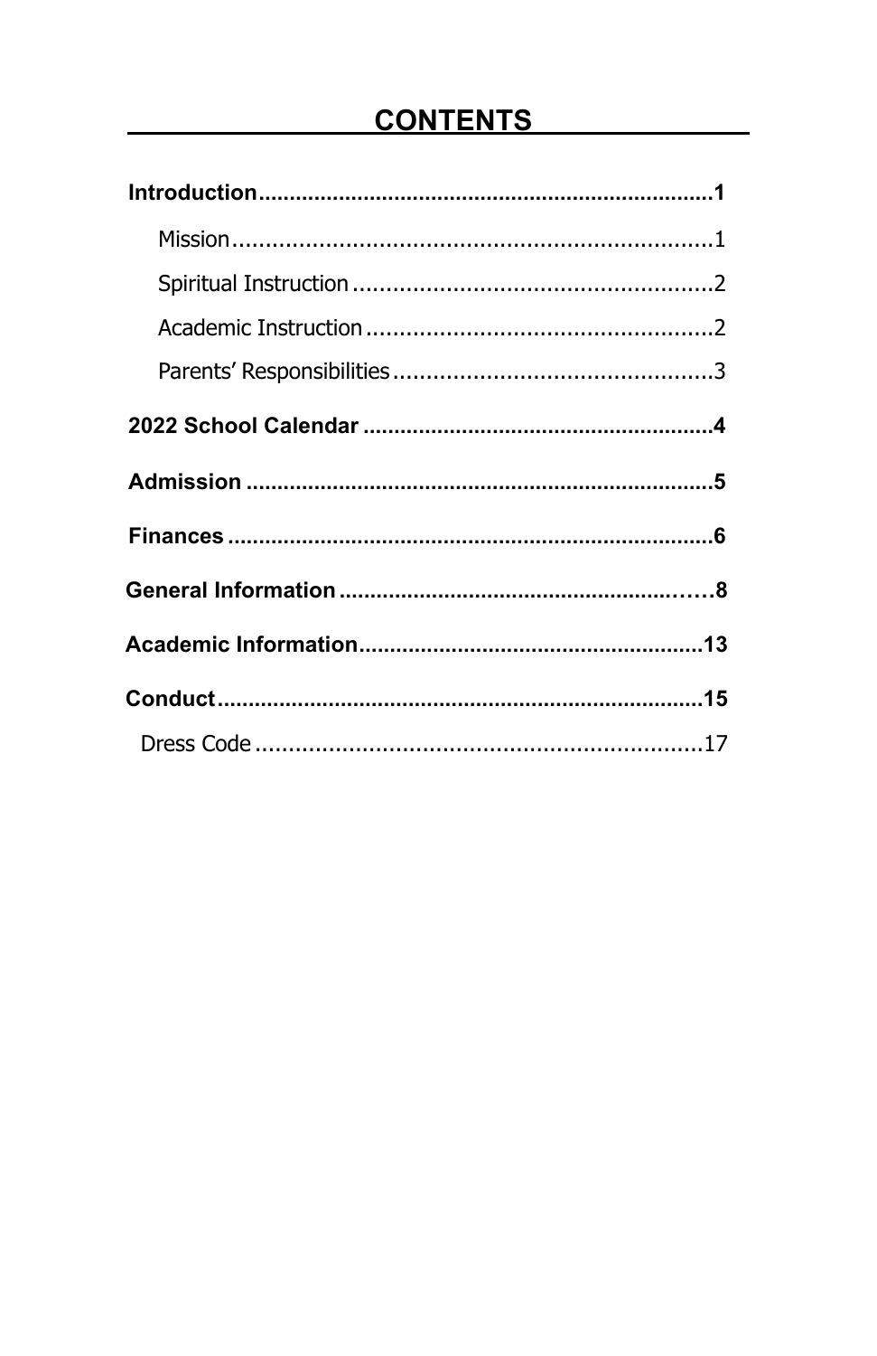# CONTENTS

**Introduction**........................................................................**1**

- Mission........................................................................1
- Spiritual Instruction......................................................2
- Academic Instruction....................................................2
- Parents' Responsibilities................................................3

**2022 School Calendar**........................................................**4**

**Admission**...........................................................................**5**

**Finances**.............................................................................**6**

**General Information**...........................................................**8**

**Academic Information**.......................................................**13**

**Conduct**.............................................................................**15**

- Dress Code...................................................................17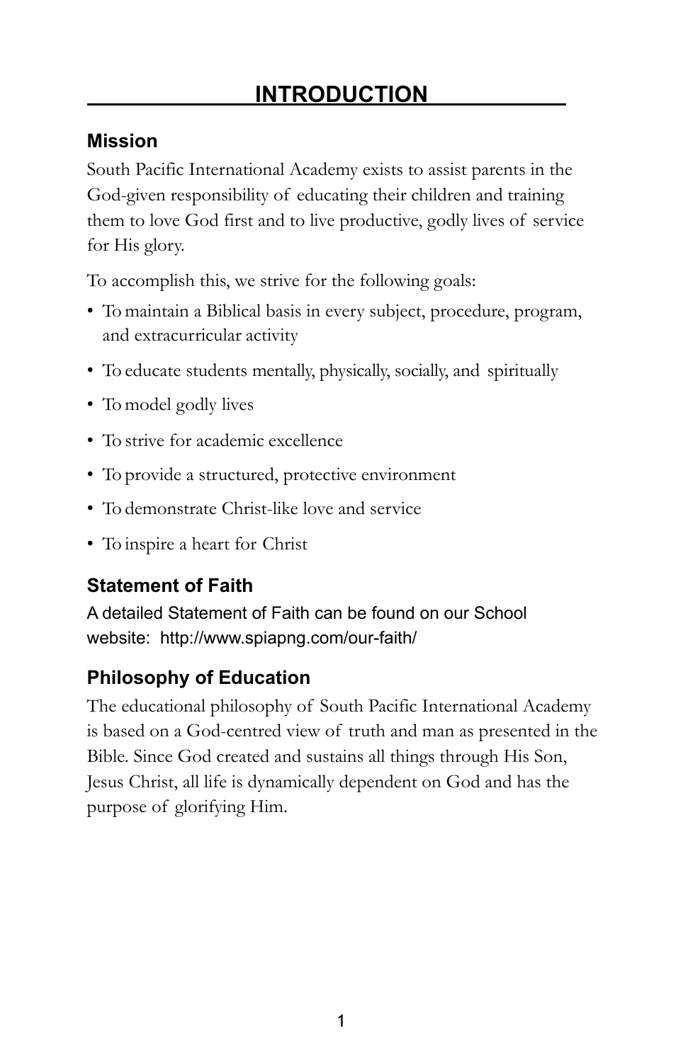# INTRODUCTION

## Mission

South Pacific International Academy exists to assist parents in the God-given responsibility of educating their children and training them to love God first and to live productive, godly lives of service for His glory.

To accomplish this, we strive for the following goals:

- To maintain a Biblical basis in every subject, procedure, program, and extracurricular activity
- To educate students mentally, physically, socially, and spiritually
- To model godly lives
- To strive for academic excellence
- To provide a structured, protective environment
- To demonstrate Christ-like love and service
- To inspire a heart for Christ

## Statement of Faith

A detailed Statement of Faith can be found on our School website: http://www.spiapng.com/our-faith/

## Philosophy of Education

The educational philosophy of South Pacific International Academy is based on a God-centred view of truth and man as presented in the Bible. Since God created and sustains all things through His Son, Jesus Christ, all life is dynamically dependent on God and has the purpose of glorifying Him.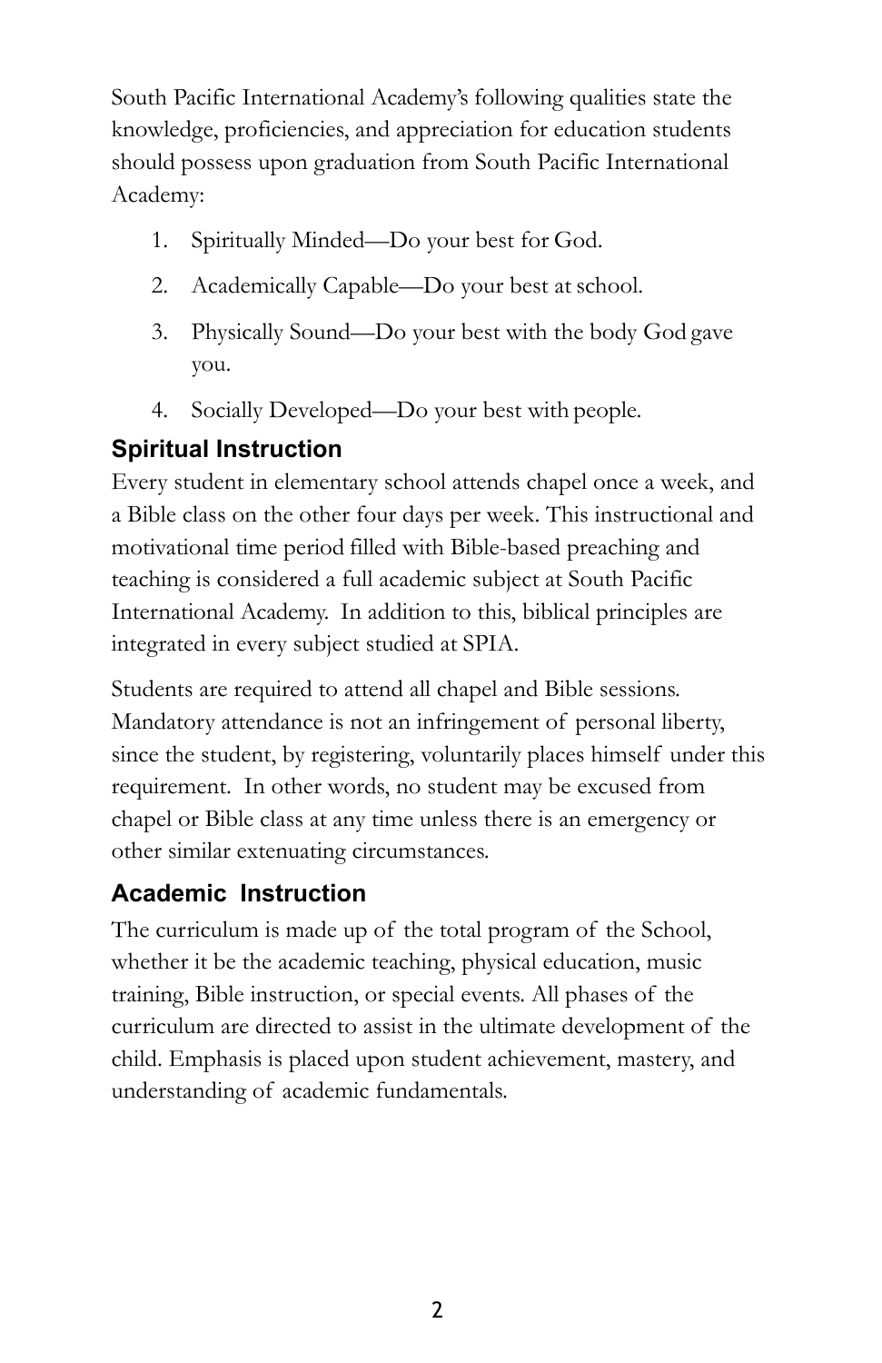South Pacific International Academy's following qualities state the knowledge, proficiencies, and appreciation for education students should possess upon graduation from South Pacific International Academy:

1. Spiritually Minded—Do your best for God.
2. Academically Capable—Do your best at school.
3. Physically Sound—Do your best with the body God gave you.
4. Socially Developed—Do your best with people.

### Spiritual Instruction

Every student in elementary school attends chapel once a week, and a Bible class on the other four days per week. This instructional and motivational time period filled with Bible-based preaching and teaching is considered a full academic subject at South Pacific International Academy. In addition to this, biblical principles are integrated in every subject studied at SPIA.

Students are required to attend all chapel and Bible sessions. Mandatory attendance is not an infringement of personal liberty, since the student, by registering, voluntarily places himself under this requirement. In other words, no student may be excused from chapel or Bible class at any time unless there is an emergency or other similar extenuating circumstances.

### Academic Instruction

The curriculum is made up of the total program of the School, whether it be the academic teaching, physical education, music training, Bible instruction, or special events. All phases of the curriculum are directed to assist in the ultimate development of the child. Emphasis is placed upon student achievement, mastery, and understanding of academic fundamentals.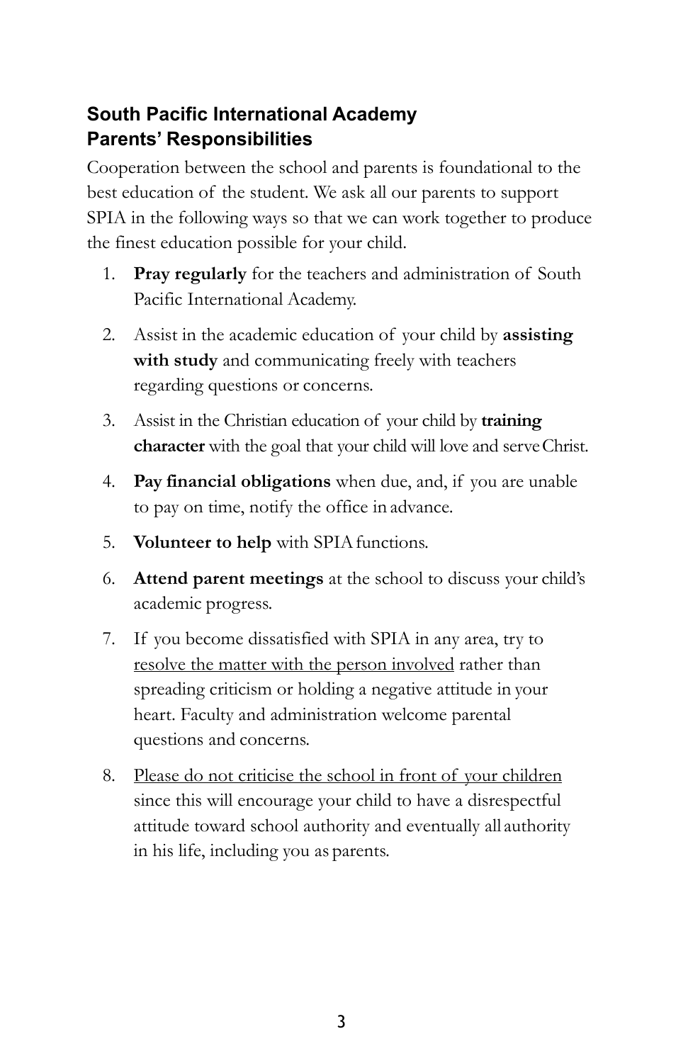## South Pacific International Academy
## Parents' Responsibilities

Cooperation between the school and parents is foundational to the best education of the student. We ask all our parents to support SPIA in the following ways so that we can work together to produce the finest education possible for your child.

1. **Pray regularly** for the teachers and administration of South Pacific International Academy.
2. Assist in the academic education of your child by **assisting with study** and communicating freely with teachers regarding questions or concerns.
3. Assist in the Christian education of your child by **training character** with the goal that your child will love and serve Christ.
4. **Pay financial obligations** when due, and, if you are unable to pay on time, notify the office in advance.
5. **Volunteer to help** with SPIA functions.
6. **Attend parent meetings** at the school to discuss your child's academic progress.
7. If you become dissatisfied with SPIA in any area, try to <u>resolve the matter with the person involved</u> rather than spreading criticism or holding a negative attitude in your heart. Faculty and administration welcome parental questions and concerns.
8. <u>Please do not criticise the school in front of your children</u> since this will encourage your child to have a disrespectful attitude toward school authority and eventually all authority in his life, including you as parents.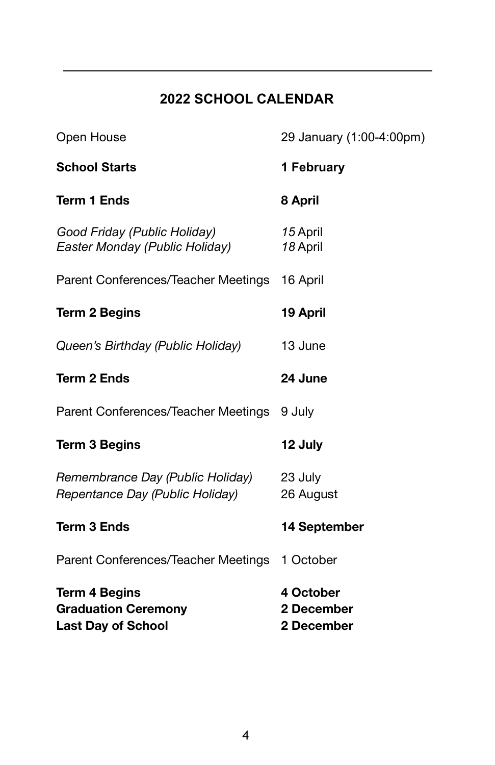## 2022 SCHOOL CALENDAR

| | |
|---|---|
| Open House | 29 January (1:00-4:00pm) |
| **School Starts** | **1 February** |
| **Term 1 Ends** | **8 April** |
| *Good Friday (Public Holiday)* | *15* April |
| *Easter Monday (Public Holiday)* | *18* April |
| Parent Conferences/Teacher Meetings | 16 April |
| **Term 2 Begins** | **19 April** |
| *Queen's Birthday (Public Holiday)* | 13 June |
| **Term 2 Ends** | **24 June** |
| Parent Conferences/Teacher Meetings | 9 July |
| **Term 3 Begins** | **12 July** |
| *Remembrance Day (Public Holiday)* | 23 July |
| *Repentance Day (Public Holiday)* | 26 August |
| **Term 3 Ends** | **14 September** |
| Parent Conferences/Teacher Meetings | 1 October |
| **Term 4 Begins** | **4 October** |
| **Graduation Ceremony** | **2 December** |
| **Last Day of School** | **2 December** |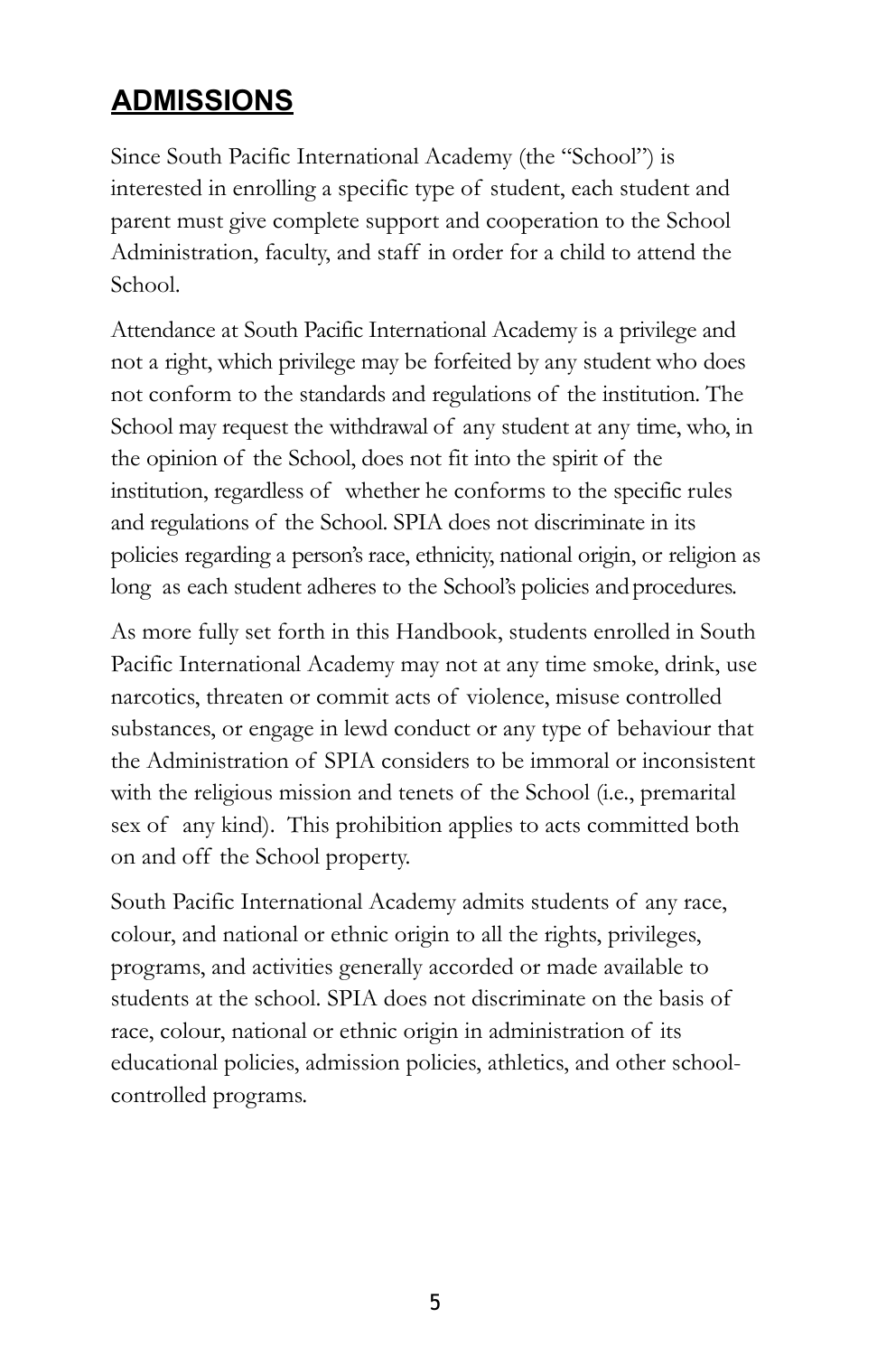## **ADMISSIONS**

Since South Pacific International Academy (the "School") is interested in enrolling a specific type of student, each student and parent must give complete support and cooperation to the School Administration, faculty, and staff in order for a child to attend the School.

Attendance at South Pacific International Academy is a privilege and not a right, which privilege may be forfeited by any student who does not conform to the standards and regulations of the institution. The School may request the withdrawal of any student at any time, who, in the opinion of the School, does not fit into the spirit of the institution, regardless of whether he conforms to the specific rules and regulations of the School. SPIA does not discriminate in its policies regarding a person's race, ethnicity, national origin, or religion as long as each student adheres to the School's policies and procedures.

As more fully set forth in this Handbook, students enrolled in South Pacific International Academy may not at any time smoke, drink, use narcotics, threaten or commit acts of violence, misuse controlled substances, or engage in lewd conduct or any type of behaviour that the Administration of SPIA considers to be immoral or inconsistent with the religious mission and tenets of the School (i.e., premarital sex of any kind). This prohibition applies to acts committed both on and off the School property.

South Pacific International Academy admits students of any race, colour, and national or ethnic origin to all the rights, privileges, programs, and activities generally accorded or made available to students at the school. SPIA does not discriminate on the basis of race, colour, national or ethnic origin in administration of its educational policies, admission policies, athletics, and other school-controlled programs.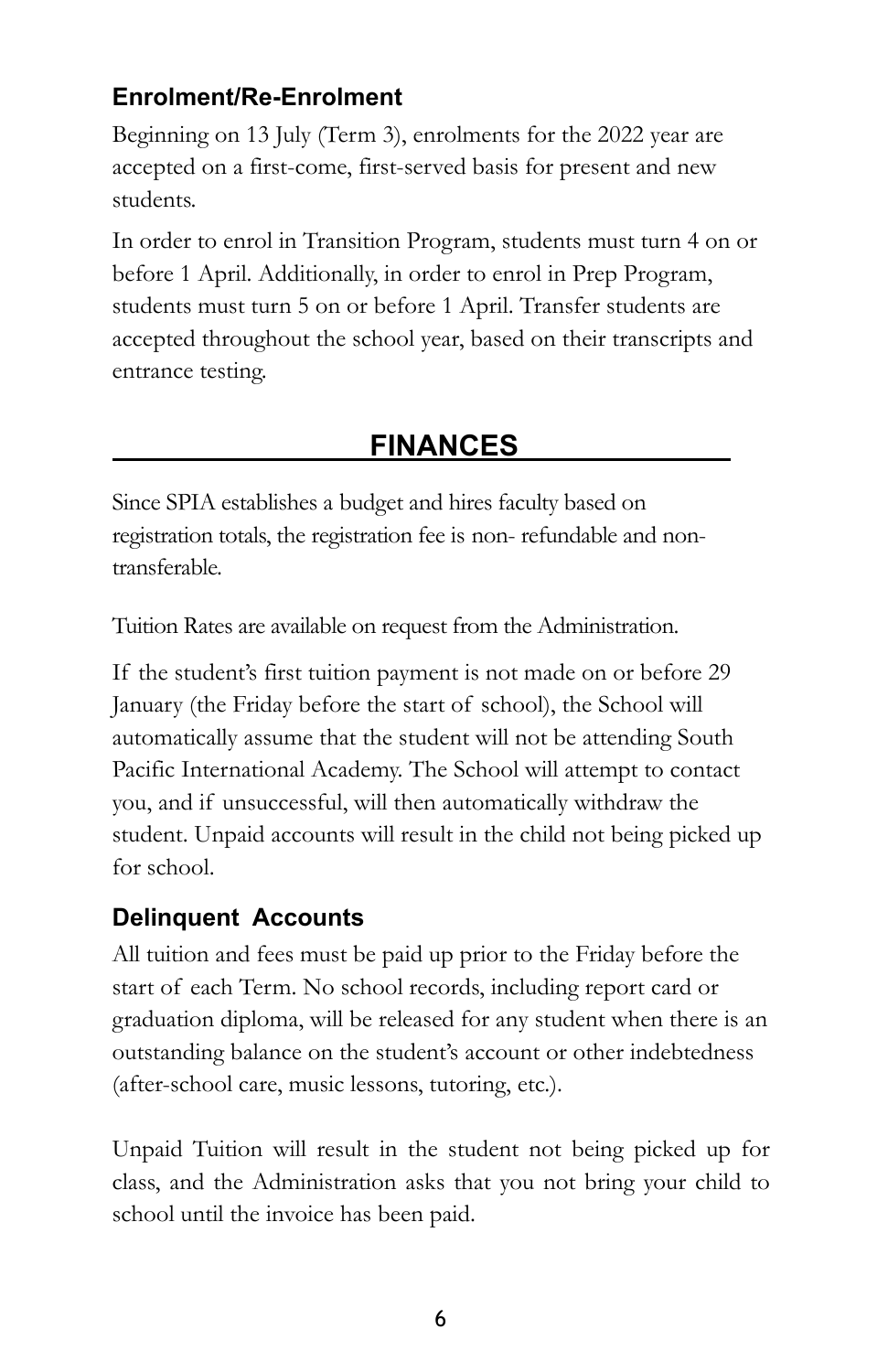### Enrolment/Re-Enrolment

Beginning on 13 July (Term 3), enrolments for the 2022 year are accepted on a first-come, first-served basis for present and new students.

In order to enrol in Transition Program, students must turn 4 on or before 1 April. Additionally, in order to enrol in Prep Program, students must turn 5 on or before 1 April. Transfer students are accepted throughout the school year, based on their transcripts and entrance testing.

## FINANCES

Since SPIA establishes a budget and hires faculty based on registration totals, the registration fee is non- refundable and non-transferable.

Tuition Rates are available on request from the Administration.

If the student's first tuition payment is not made on or before 29 January (the Friday before the start of school), the School will automatically assume that the student will not be attending South Pacific International Academy. The School will attempt to contact you, and if unsuccessful, will then automatically withdraw the student. Unpaid accounts will result in the child not being picked up for school.

### Delinquent Accounts

All tuition and fees must be paid up prior to the Friday before the start of each Term. No school records, including report card or graduation diploma, will be released for any student when there is an outstanding balance on the student's account or other indebtedness (after-school care, music lessons, tutoring, etc.).

Unpaid Tuition will result in the student not being picked up for class, and the Administration asks that you not bring your child to school until the invoice has been paid.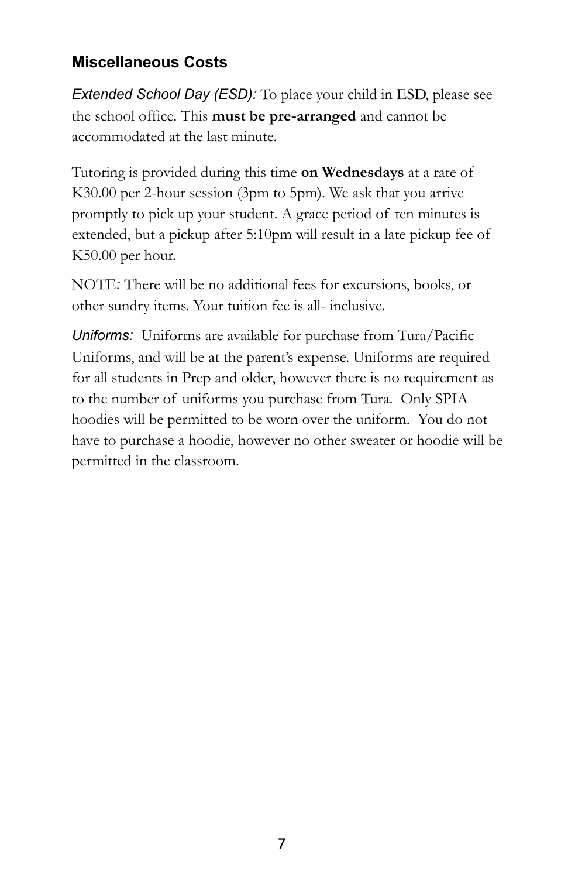## Miscellaneous Costs

*Extended School Day (ESD):* To place your child in ESD, please see the school office. This **must be pre-arranged** and cannot be accommodated at the last minute.

Tutoring is provided during this time **on Wednesdays** at a rate of K30.00 per 2-hour session (3pm to 5pm). We ask that you arrive promptly to pick up your student. A grace period of ten minutes is extended, but a pickup after 5:10pm will result in a late pickup fee of K50.00 per hour.

NOTE*:* There will be no additional fees for excursions, books, or other sundry items. Your tuition fee is all- inclusive.

*Uniforms:* Uniforms are available for purchase from Tura/Pacific Uniforms, and will be at the parent's expense. Uniforms are required for all students in Prep and older, however there is no requirement as to the number of uniforms you purchase from Tura. Only SPIA hoodies will be permitted to be worn over the uniform. You do not have to purchase a hoodie, however no other sweater or hoodie will be permitted in the classroom.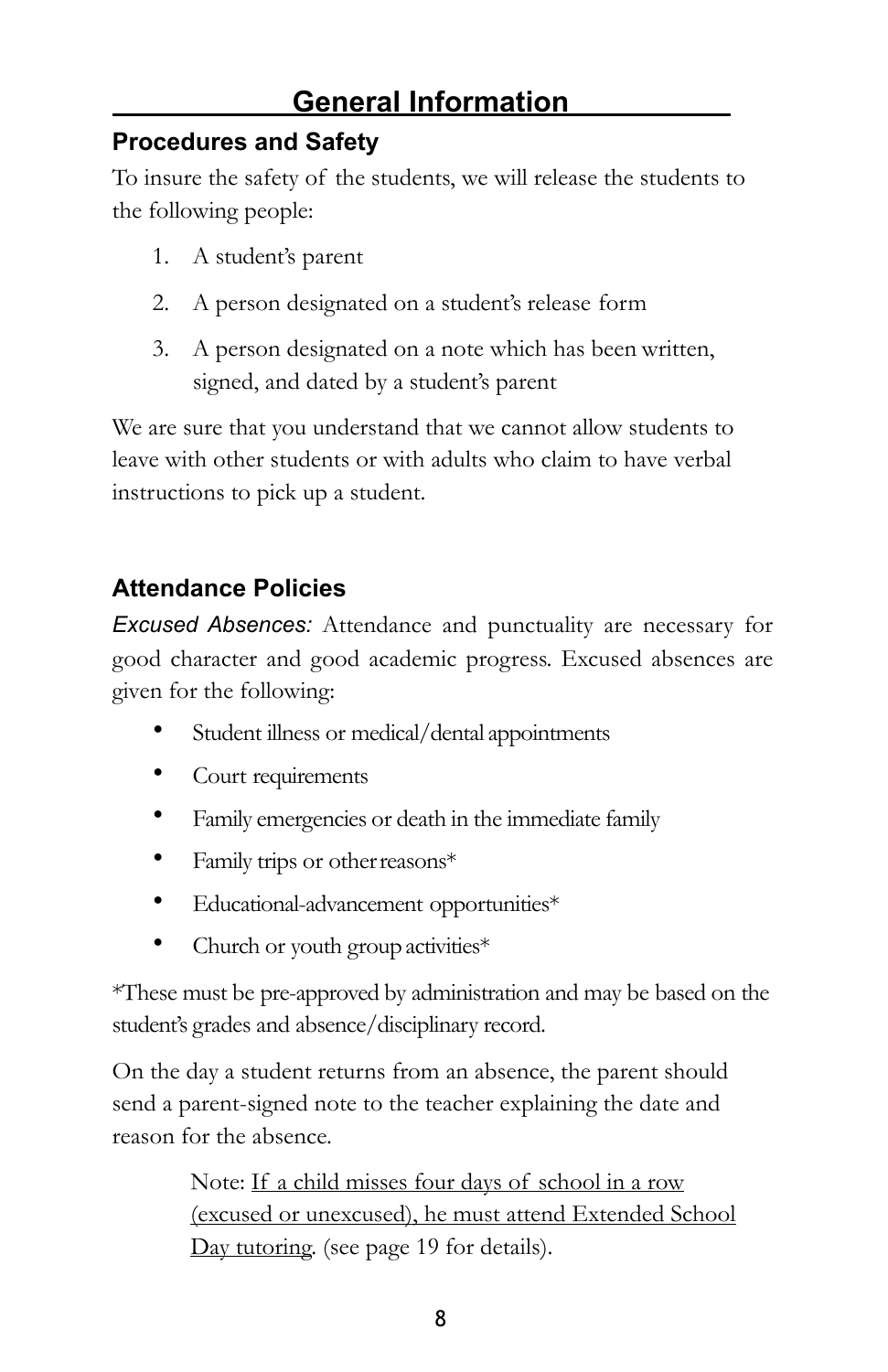# General Information

## Procedures and Safety

To insure the safety of the students, we will release the students to the following people:

1. A student's parent
2. A person designated on a student's release form
3. A person designated on a note which has been written, signed, and dated by a student's parent

We are sure that you understand that we cannot allow students to leave with other students or with adults who claim to have verbal instructions to pick up a student.

## Attendance Policies

*Excused Absences:* Attendance and punctuality are necessary for good character and good academic progress. Excused absences are given for the following:

- Student illness or medical/dental appointments
- Court requirements
- Family emergencies or death in the immediate family
- Family trips or other reasons*
- Educational-advancement opportunities*
- Church or youth group activities*

*These must be pre-approved by administration and may be based on the student's grades and absence/disciplinary record.

On the day a student returns from an absence, the parent should send a parent-signed note to the teacher explaining the date and reason for the absence.

> Note: <u>If a child misses four days of school in a row (excused or unexcused), he must attend Extended School Day tutoring</u>. (see page 19 for details).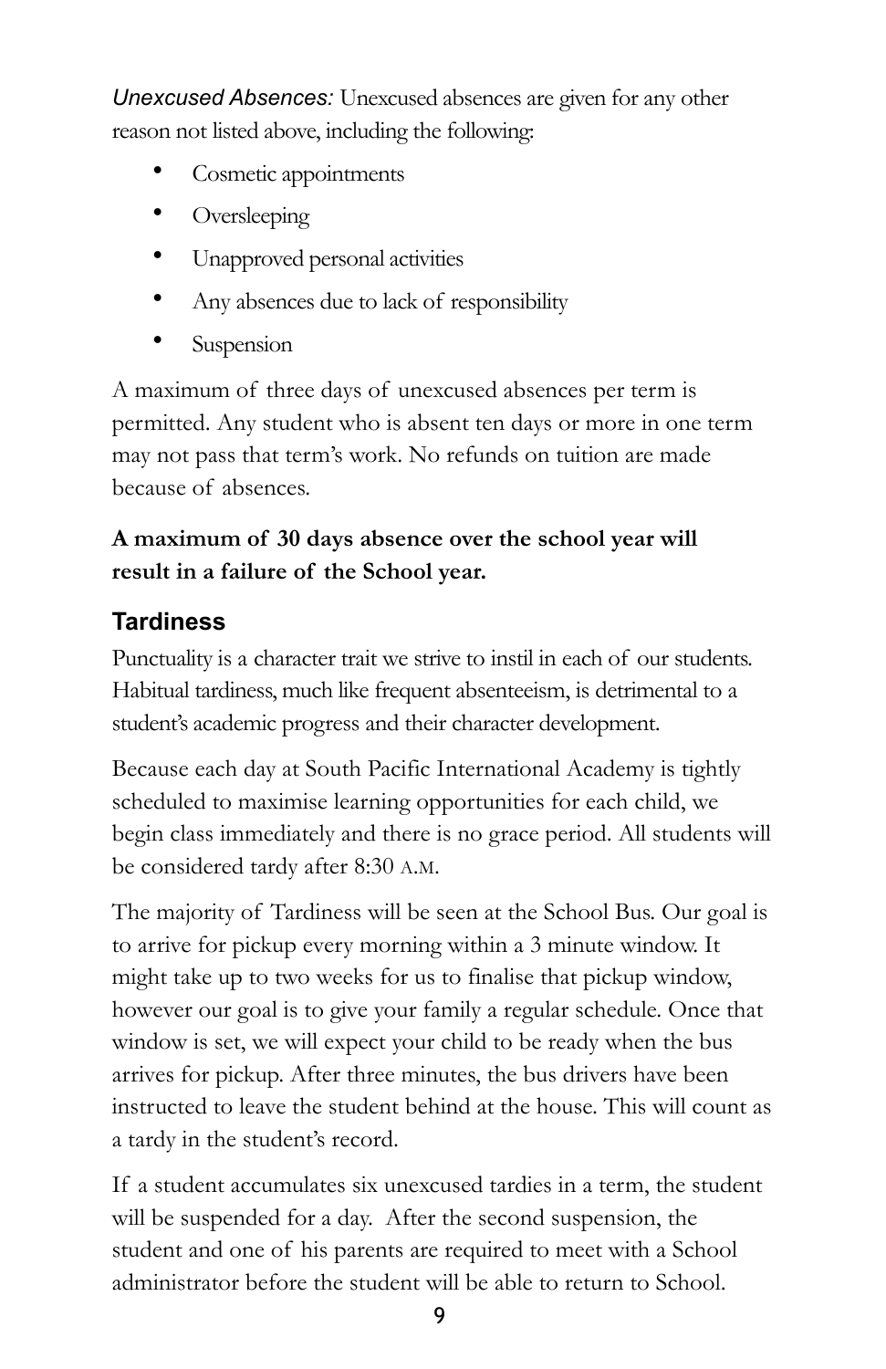*Unexcused Absences:* Unexcused absences are given for any other reason not listed above, including the following:

- Cosmetic appointments
- Oversleeping
- Unapproved personal activities
- Any absences due to lack of responsibility
- Suspension

A maximum of three days of unexcused absences per term is permitted. Any student who is absent ten days or more in one term may not pass that term's work. No refunds on tuition are made because of absences.

**A maximum of 30 days absence over the school year will result in a failure of the School year.**

## Tardiness

Punctuality is a character trait we strive to instil in each of our students. Habitual tardiness, much like frequent absenteeism, is detrimental to a student's academic progress and their character development.

Because each day at South Pacific International Academy is tightly scheduled to maximise learning opportunities for each child, we begin class immediately and there is no grace period. All students will be considered tardy after 8:30 A.M.

The majority of Tardiness will be seen at the School Bus. Our goal is to arrive for pickup every morning within a 3 minute window. It might take up to two weeks for us to finalise that pickup window, however our goal is to give your family a regular schedule. Once that window is set, we will expect your child to be ready when the bus arrives for pickup. After three minutes, the bus drivers have been instructed to leave the student behind at the house. This will count as a tardy in the student's record.

If a student accumulates six unexcused tardies in a term, the student will be suspended for a day. After the second suspension, the student and one of his parents are required to meet with a School administrator before the student will be able to return to School.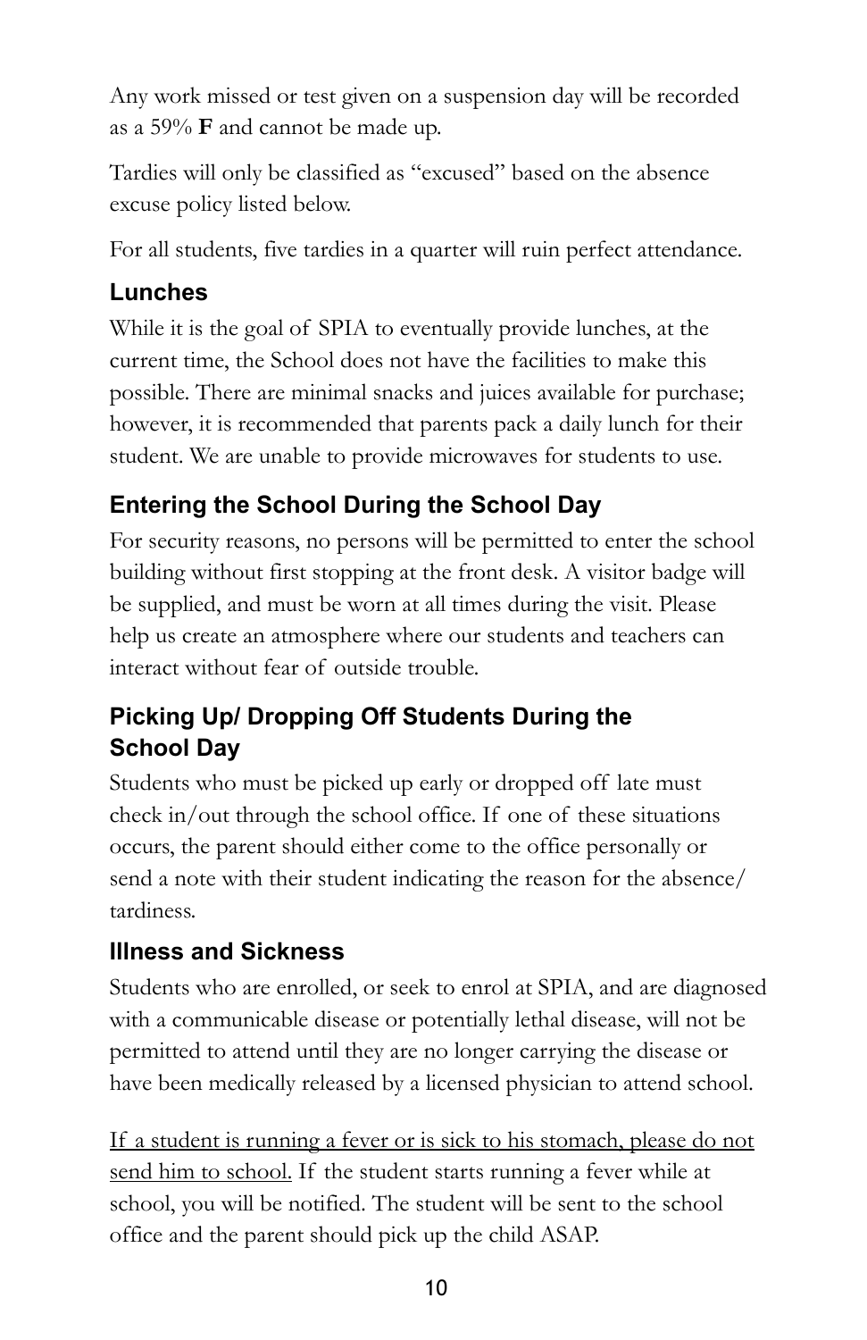Any work missed or test given on a suspension day will be recorded as a 59% **F** and cannot be made up.

Tardies will only be classified as "excused" based on the absence excuse policy listed below.

For all students, five tardies in a quarter will ruin perfect attendance.

### Lunches

While it is the goal of SPIA to eventually provide lunches, at the current time, the School does not have the facilities to make this possible. There are minimal snacks and juices available for purchase; however, it is recommended that parents pack a daily lunch for their student. We are unable to provide microwaves for students to use.

### Entering the School During the School Day

For security reasons, no persons will be permitted to enter the school building without first stopping at the front desk. A visitor badge will be supplied, and must be worn at all times during the visit. Please help us create an atmosphere where our students and teachers can interact without fear of outside trouble.

### Picking Up/ Dropping Off Students During the School Day

Students who must be picked up early or dropped off late must check in/out through the school office. If one of these situations occurs, the parent should either come to the office personally or send a note with their student indicating the reason for the absence/ tardiness.

### Illness and Sickness

Students who are enrolled, or seek to enrol at SPIA, and are diagnosed with a communicable disease or potentially lethal disease, will not be permitted to attend until they are no longer carrying the disease or have been medically released by a licensed physician to attend school.

<u>If a student is running a fever or is sick to his stomach, please do not send him to school.</u> If the student starts running a fever while at school, you will be notified. The student will be sent to the school office and the parent should pick up the child ASAP.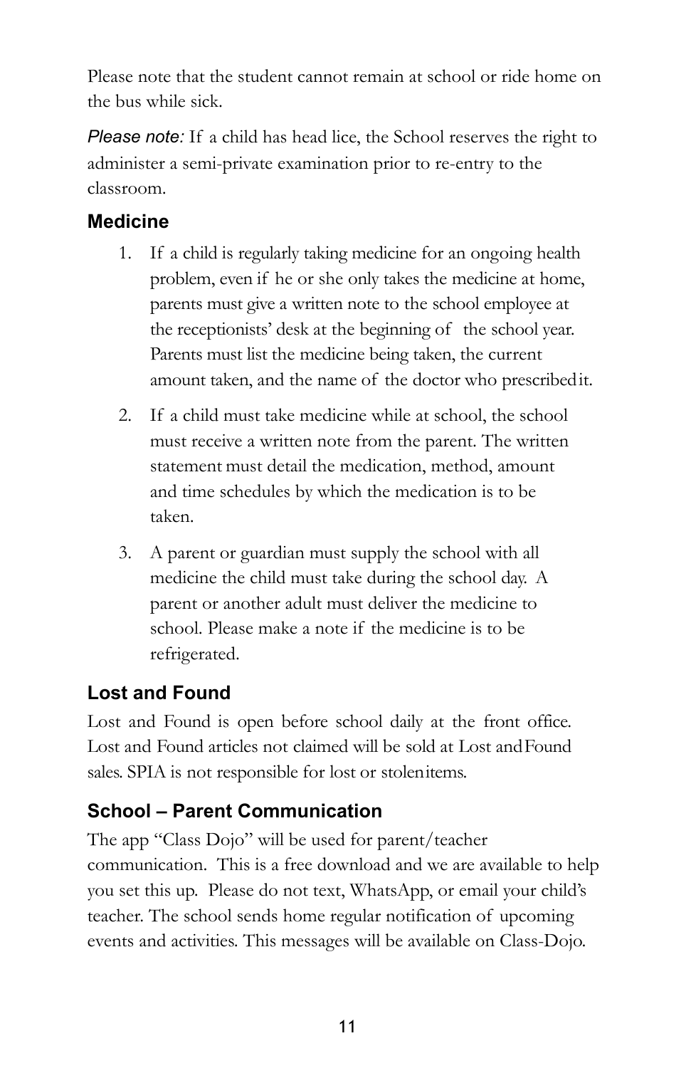Please note that the student cannot remain at school or ride home on the bus while sick.

*Please note:* If a child has head lice, the School reserves the right to administer a semi-private examination prior to re-entry to the classroom.

## Medicine

1. If a child is regularly taking medicine for an ongoing health problem, even if he or she only takes the medicine at home, parents must give a written note to the school employee at the receptionists' desk at the beginning of the school year. Parents must list the medicine being taken, the current amount taken, and the name of the doctor who prescribed it.
2. If a child must take medicine while at school, the school must receive a written note from the parent. The written statement must detail the medication, method, amount and time schedules by which the medication is to be taken.
3. A parent or guardian must supply the school with all medicine the child must take during the school day. A parent or another adult must deliver the medicine to school. Please make a note if the medicine is to be refrigerated.

## Lost and Found

Lost and Found is open before school daily at the front office. Lost and Found articles not claimed will be sold at Lost and Found sales. SPIA is not responsible for lost or stolen items.

## School – Parent Communication

The app "Class Dojo" will be used for parent/teacher communication. This is a free download and we are available to help you set this up. Please do not text, WhatsApp, or email your child's teacher. The school sends home regular notification of upcoming events and activities. This messages will be available on Class-Dojo.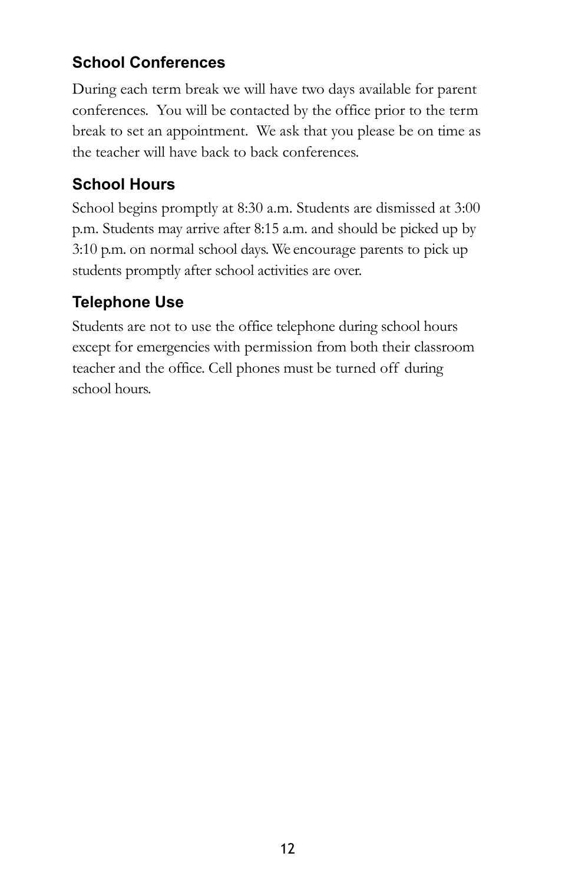### School Conferences

During each term break we will have two days available for parent conferences. You will be contacted by the office prior to the term break to set an appointment. We ask that you please be on time as the teacher will have back to back conferences.

### School Hours

School begins promptly at 8:30 a.m. Students are dismissed at 3:00 p.m. Students may arrive after 8:15 a.m. and should be picked up by 3:10 p.m. on normal school days. We encourage parents to pick up students promptly after school activities are over.

### Telephone Use

Students are not to use the office telephone during school hours except for emergencies with permission from both their classroom teacher and the office. Cell phones must be turned off during school hours.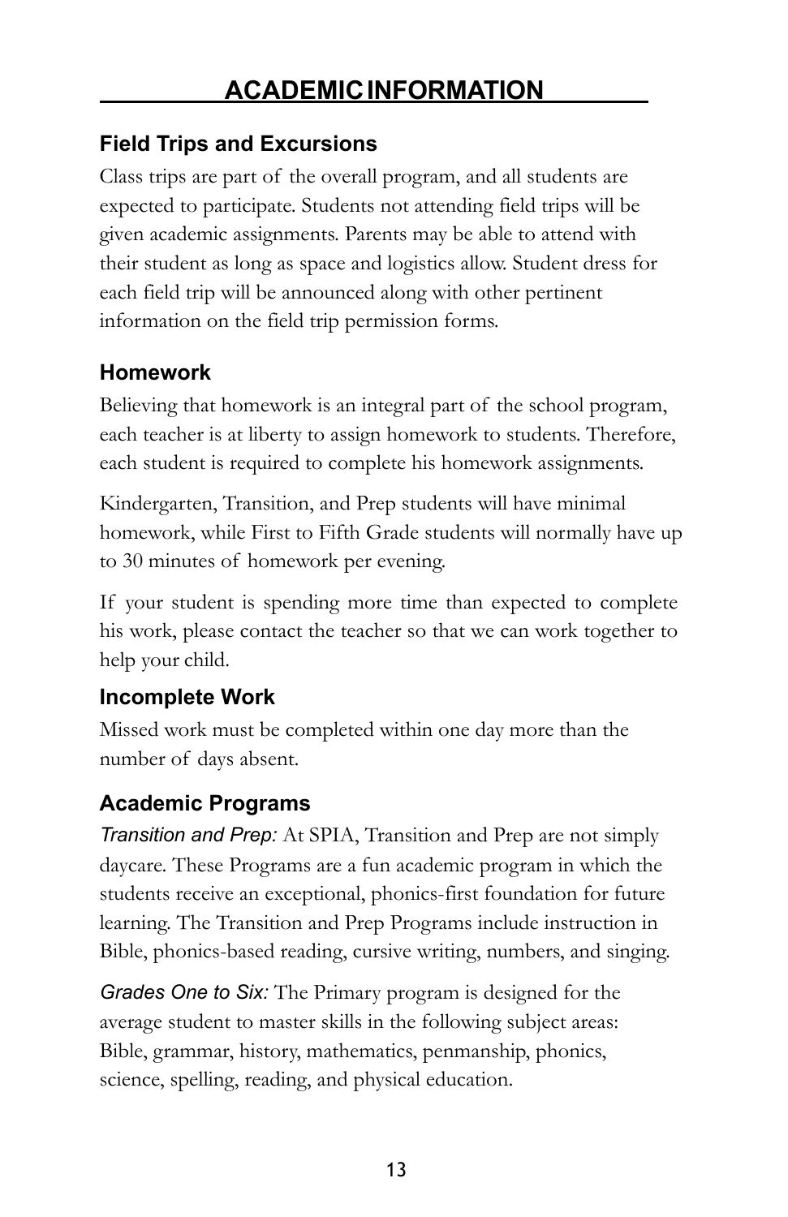# ACADEMIC INFORMATION

## Field Trips and Excursions

Class trips are part of the overall program, and all students are expected to participate. Students not attending field trips will be given academic assignments. Parents may be able to attend with their student as long as space and logistics allow. Student dress for each field trip will be announced along with other pertinent information on the field trip permission forms.

## Homework

Believing that homework is an integral part of the school program, each teacher is at liberty to assign homework to students. Therefore, each student is required to complete his homework assignments.

Kindergarten, Transition, and Prep students will have minimal homework, while First to Fifth Grade students will normally have up to 30 minutes of homework per evening.

If your student is spending more time than expected to complete his work, please contact the teacher so that we can work together to help your child.

## Incomplete Work

Missed work must be completed within one day more than the number of days absent.

## Academic Programs

*Transition and Prep:* At SPIA, Transition and Prep are not simply daycare. These Programs are a fun academic program in which the students receive an exceptional, phonics-first foundation for future learning. The Transition and Prep Programs include instruction in Bible, phonics-based reading, cursive writing, numbers, and singing.

*Grades One to Six:* The Primary program is designed for the average student to master skills in the following subject areas: Bible, grammar, history, mathematics, penmanship, phonics, science, spelling, reading, and physical education.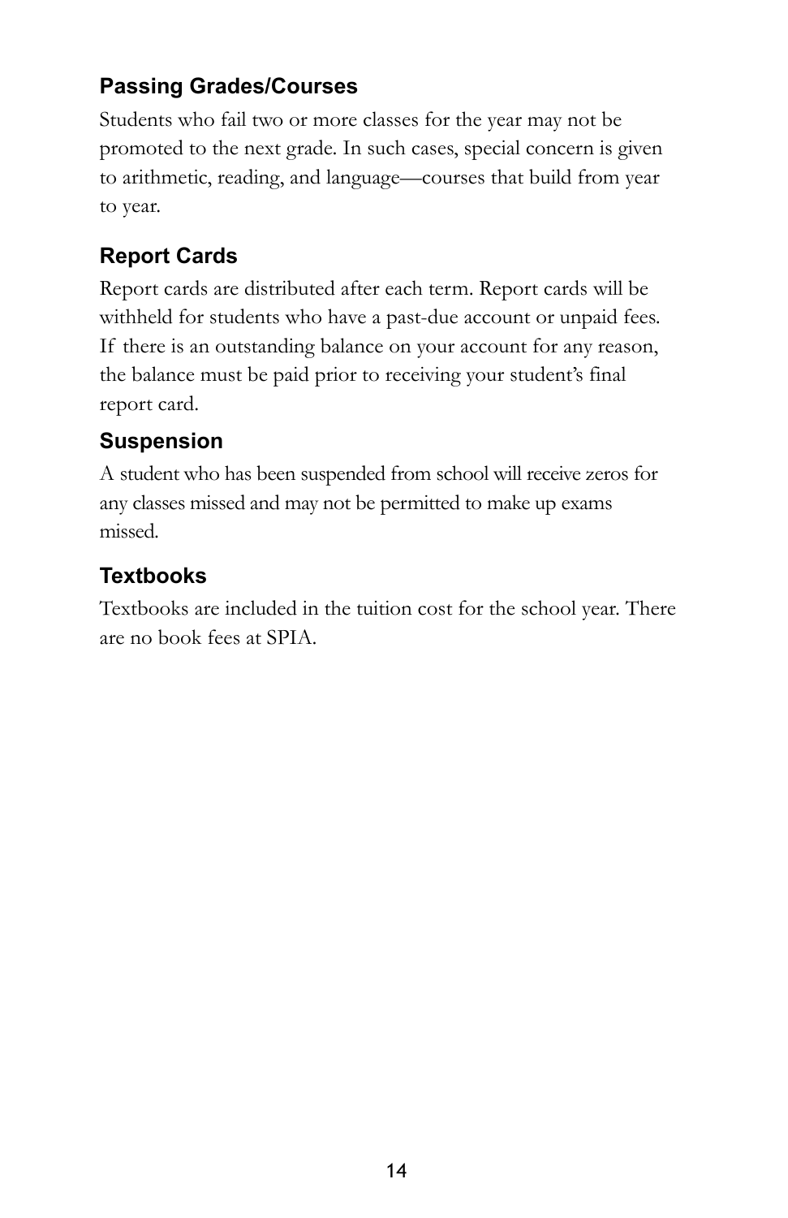### Passing Grades/Courses

Students who fail two or more classes for the year may not be promoted to the next grade. In such cases, special concern is given to arithmetic, reading, and language—courses that build from year to year.

### Report Cards

Report cards are distributed after each term. Report cards will be withheld for students who have a past-due account or unpaid fees. If there is an outstanding balance on your account for any reason, the balance must be paid prior to receiving your student's final report card.

### Suspension

A student who has been suspended from school will receive zeros for any classes missed and may not be permitted to make up exams missed.

### Textbooks

Textbooks are included in the tuition cost for the school year. There are no book fees at SPIA.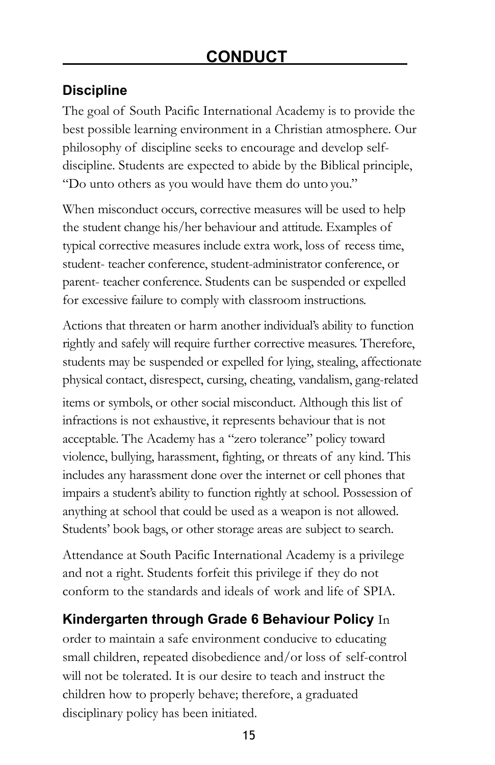## CONDUCT

### Discipline

The goal of South Pacific International Academy is to provide the best possible learning environment in a Christian atmosphere. Our philosophy of discipline seeks to encourage and develop self-discipline. Students are expected to abide by the Biblical principle, "Do unto others as you would have them do unto you."

When misconduct occurs, corrective measures will be used to help the student change his/her behaviour and attitude. Examples of typical corrective measures include extra work, loss of recess time, student- teacher conference, student-administrator conference, or parent- teacher conference. Students can be suspended or expelled for excessive failure to comply with classroom instructions.

Actions that threaten or harm another individual's ability to function rightly and safely will require further corrective measures. Therefore, students may be suspended or expelled for lying, stealing, affectionate physical contact, disrespect, cursing, cheating, vandalism, gang-related items or symbols, or other social misconduct. Although this list of infractions is not exhaustive, it represents behaviour that is not acceptable. The Academy has a "zero tolerance" policy toward violence, bullying, harassment, fighting, or threats of any kind. This includes any harassment done over the internet or cell phones that impairs a student's ability to function rightly at school. Possession of anything at school that could be used as a weapon is not allowed. Students' book bags, or other storage areas are subject to search.

Attendance at South Pacific International Academy is a privilege and not a right. Students forfeit this privilege if they do not conform to the standards and ideals of work and life of SPIA.

**Kindergarten through Grade 6 Behaviour Policy** In order to maintain a safe environment conducive to educating small children, repeated disobedience and/or loss of self-control will not be tolerated. It is our desire to teach and instruct the children how to properly behave; therefore, a graduated disciplinary policy has been initiated.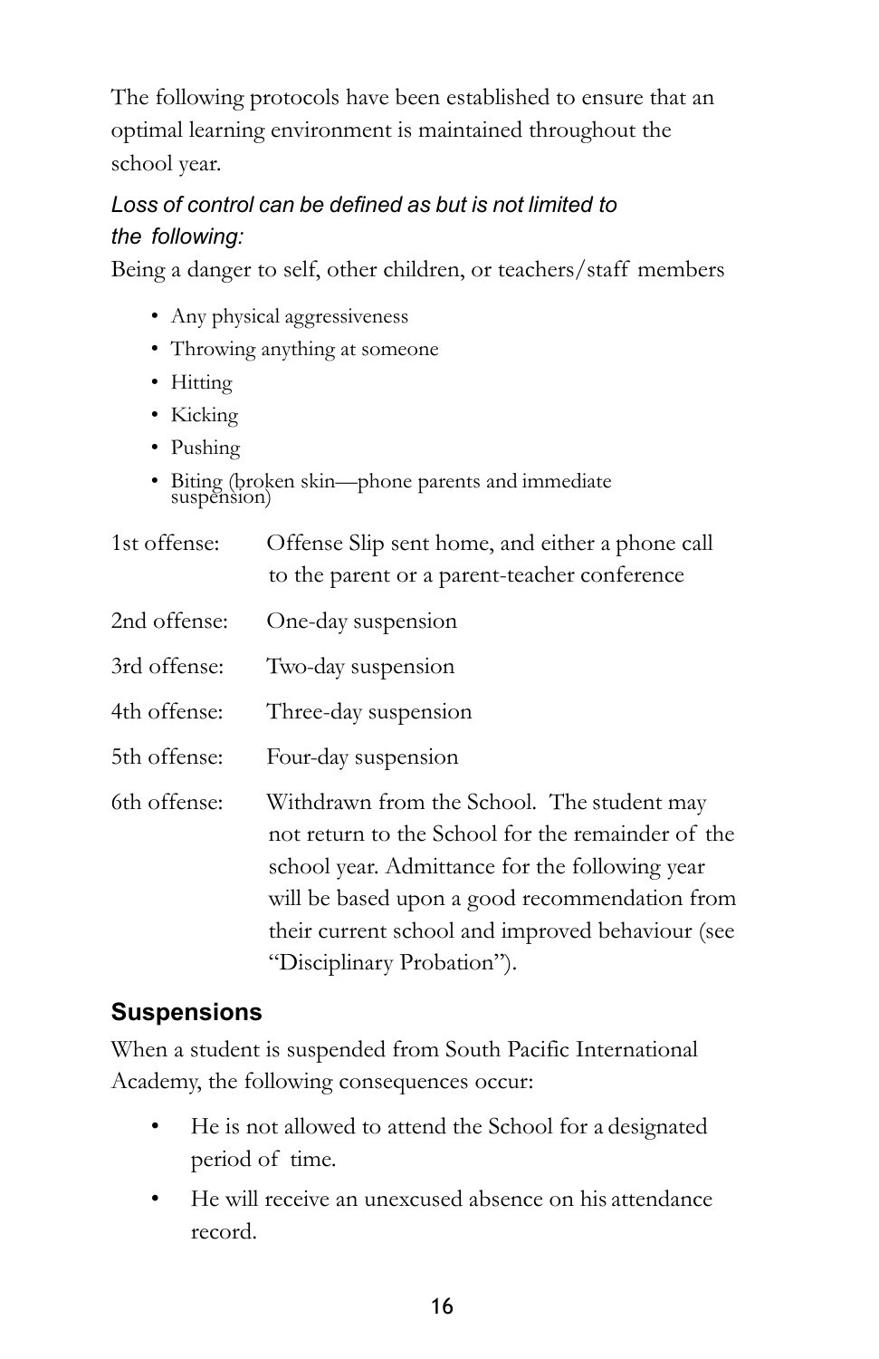The following protocols have been established to ensure that an optimal learning environment is maintained throughout the school year.

*Loss of control can be defined as but is not limited to the following:*

Being a danger to self, other children, or teachers/staff members

- Any physical aggressiveness
- Throwing anything at someone
- Hitting
- Kicking
- Pushing
- Biting (broken skin—phone parents and immediate suspension)

| | |
|---|---|
| 1st offense: | Offense Slip sent home, and either a phone call to the parent or a parent-teacher conference |
| 2nd offense: | One-day suspension |
| 3rd offense: | Two-day suspension |
| 4th offense: | Three-day suspension |
| 5th offense: | Four-day suspension |
| 6th offense: | Withdrawn from the School. The student may not return to the School for the remainder of the school year. Admittance for the following year will be based upon a good recommendation from their current school and improved behaviour (see "Disciplinary Probation"). |

## Suspensions

When a student is suspended from South Pacific International Academy, the following consequences occur:

- He is not allowed to attend the School for a designated period of time.
- He will receive an unexcused absence on his attendance record.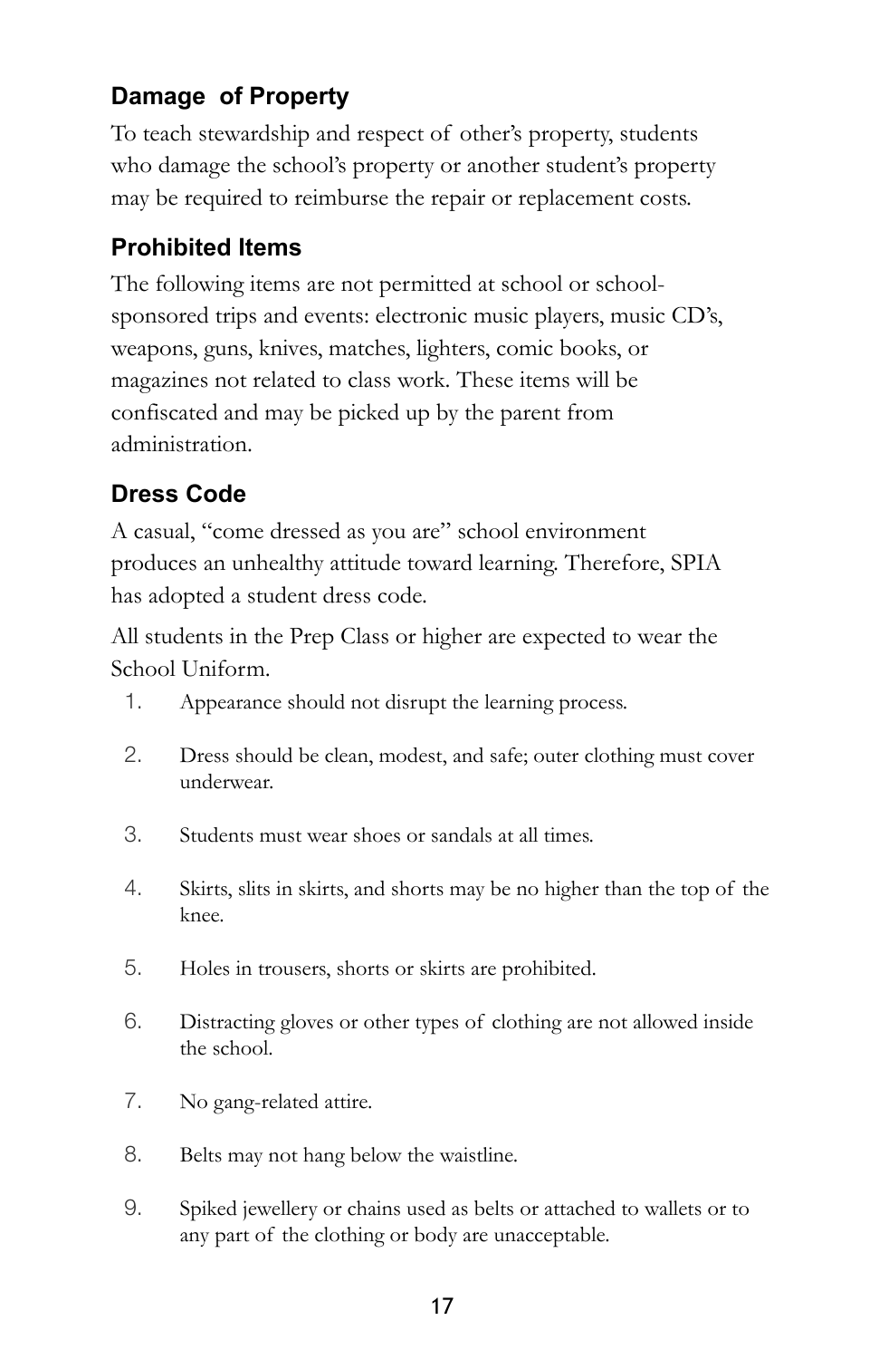## Damage of Property

To teach stewardship and respect of other's property, students who damage the school's property or another student's property may be required to reimburse the repair or replacement costs.

## Prohibited Items

The following items are not permitted at school or school-sponsored trips and events: electronic music players, music CD's, weapons, guns, knives, matches, lighters, comic books, or magazines not related to class work. These items will be confiscated and may be picked up by the parent from administration.

## Dress Code

A casual, "come dressed as you are" school environment produces an unhealthy attitude toward learning. Therefore, SPIA has adopted a student dress code.

All students in the Prep Class or higher are expected to wear the School Uniform.

1. Appearance should not disrupt the learning process.
2. Dress should be clean, modest, and safe; outer clothing must cover underwear.
3. Students must wear shoes or sandals at all times.
4. Skirts, slits in skirts, and shorts may be no higher than the top of the knee.
5. Holes in trousers, shorts or skirts are prohibited.
6. Distracting gloves or other types of clothing are not allowed inside the school.
7. No gang-related attire.
8. Belts may not hang below the waistline.
9. Spiked jewellery or chains used as belts or attached to wallets or to any part of the clothing or body are unacceptable.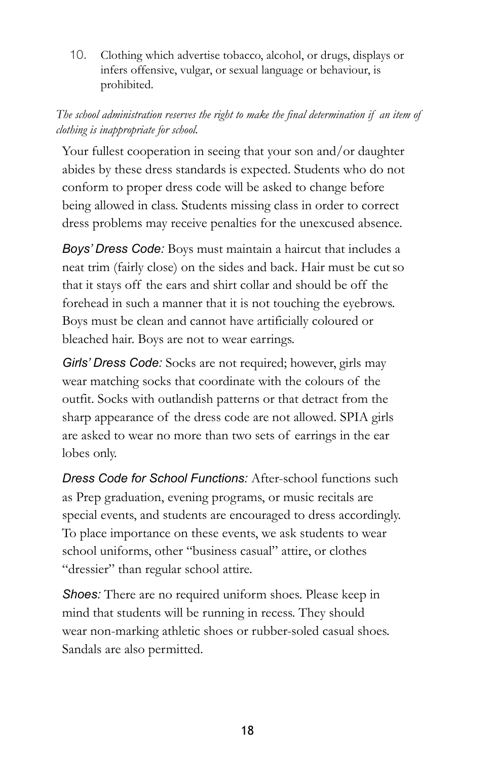10. Clothing which advertise tobacco, alcohol, or drugs, displays or infers offensive, vulgar, or sexual language or behaviour, is prohibited.

*The school administration reserves the right to make the final determination if an item of clothing is inappropriate for school.*

Your fullest cooperation in seeing that your son and/or daughter abides by these dress standards is expected. Students who do not conform to proper dress code will be asked to change before being allowed in class. Students missing class in order to correct dress problems may receive penalties for the unexcused absence.

*Boys' Dress Code:* Boys must maintain a haircut that includes a neat trim (fairly close) on the sides and back. Hair must be cut so that it stays off the ears and shirt collar and should be off the forehead in such a manner that it is not touching the eyebrows. Boys must be clean and cannot have artificially coloured or bleached hair. Boys are not to wear earrings.

*Girls' Dress Code:* Socks are not required; however, girls may wear matching socks that coordinate with the colours of the outfit. Socks with outlandish patterns or that detract from the sharp appearance of the dress code are not allowed. SPIA girls are asked to wear no more than two sets of earrings in the ear lobes only.

*Dress Code for School Functions:* After-school functions such as Prep graduation, evening programs, or music recitals are special events, and students are encouraged to dress accordingly. To place importance on these events, we ask students to wear school uniforms, other "business casual" attire, or clothes "dressier" than regular school attire.

*Shoes:* There are no required uniform shoes. Please keep in mind that students will be running in recess. They should wear non-marking athletic shoes or rubber-soled casual shoes. Sandals are also permitted.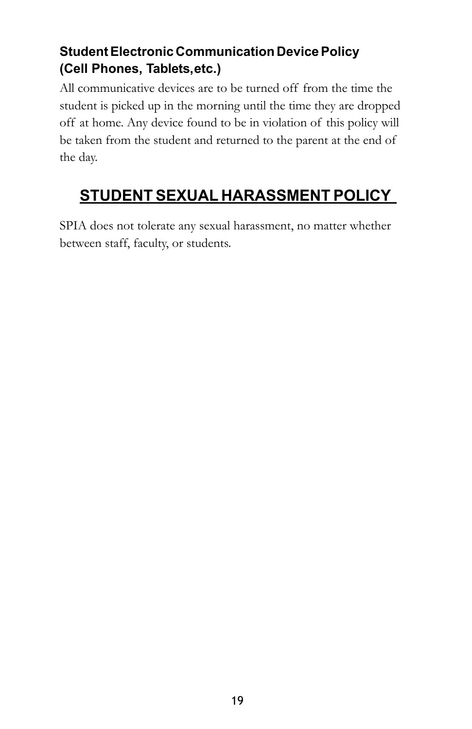### Student Electronic Communication Device Policy (Cell Phones, Tablets,etc.)

All communicative devices are to be turned off from the time the student is picked up in the morning until the time they are dropped off at home. Any device found to be in violation of this policy will be taken from the student and returned to the parent at the end of the day.

## STUDENT SEXUAL HARASSMENT POLICY

SPIA does not tolerate any sexual harassment, no matter whether between staff, faculty, or students.